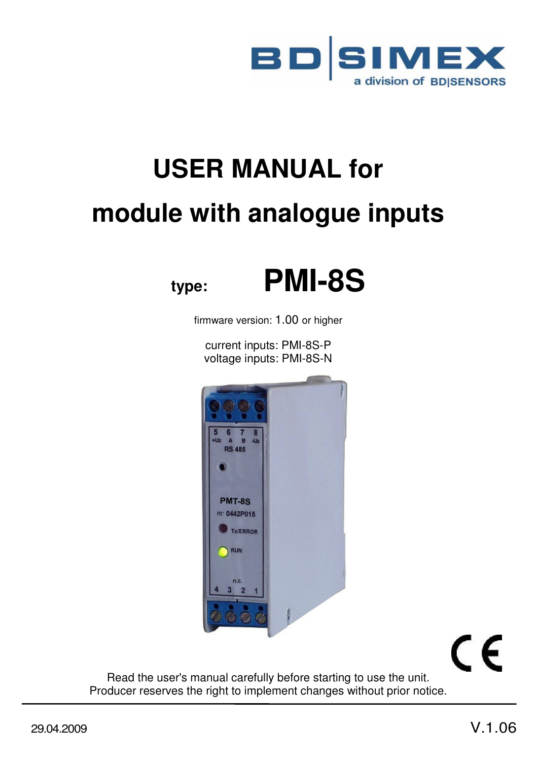# USER MANUAL for

# module with analogue inputs

**type:** **PMI-8S**

firmware version: 1.00 or higher

current inputs: PMI-8S-P
voltage inputs: PMI-8S-N

Read the user's manual carefully before starting to use the unit.
Producer reserves the right to implement changes without prior notice.

29.04.2009 V.1.06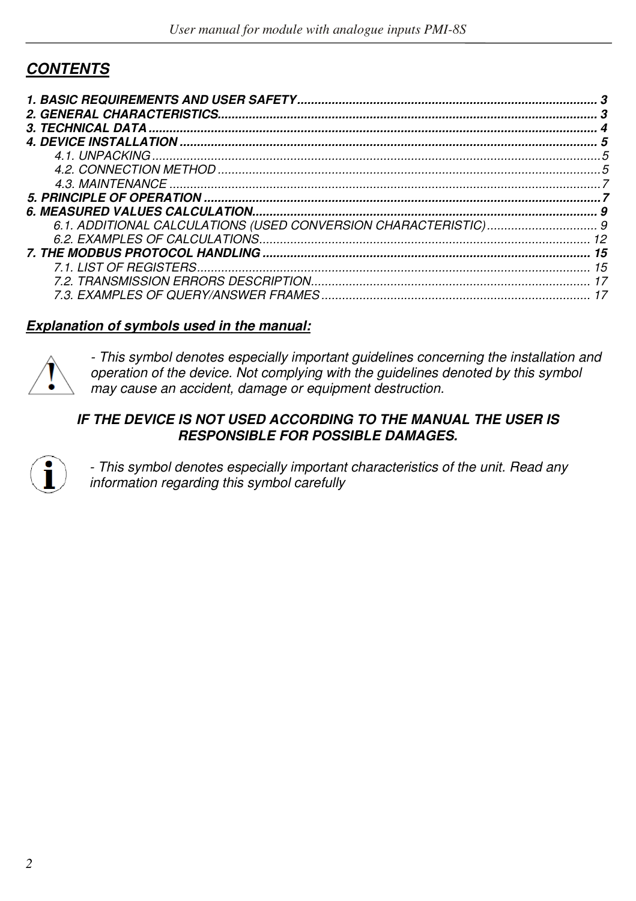## *CONTENTS*

***1. BASIC REQUIREMENTS AND USER SAFETY*** ........................................................................ 3
***2. GENERAL CHARACTERISTICS*** ........................................................................................ 3
***3. TECHNICAL DATA*** ........................................................................................................ 4
***4. DEVICE INSTALLATION*** ............................................................................................... 5
- *4.1. UNPACKING* ........................................................................................................... 5
- *4.2. CONNECTION METHOD* ........................................................................................ 5
- *4.3. MAINTENANCE* ..................................................................................................... 7

***5. PRINCIPLE OF OPERATION*** ........................................................................................... 7
***6. MEASURED VALUES CALCULATION*** .............................................................................. 9
- *6.1. ADDITIONAL CALCULATIONS (USED CONVERSION CHARACTERISTIC)* ........................ 9
- *6.2. EXAMPLES OF CALCULATIONS* ............................................................................ 12

***7. THE MODBUS PROTOCOL HANDLING*** ........................................................................... 15
- *7.1. LIST OF REGISTERS* ............................................................................................. 15
- *7.2. TRANSMISSION ERRORS DESCRIPTION* ............................................................... 17
- *7.3. EXAMPLES OF QUERY/ANSWER FRAMES* ............................................................. 17

***Explanation of symbols used in the manual:***

*- This symbol denotes especially important guidelines concerning the installation and operation of the device. Not complying with the guidelines denoted by this symbol may cause an accident, damage or equipment destruction.*

***IF THE DEVICE IS NOT USED ACCORDING TO THE MANUAL THE USER IS RESPONSIBLE FOR POSSIBLE DAMAGES.***

*- This symbol denotes especially important characteristics of the unit. Read any information regarding this symbol carefully*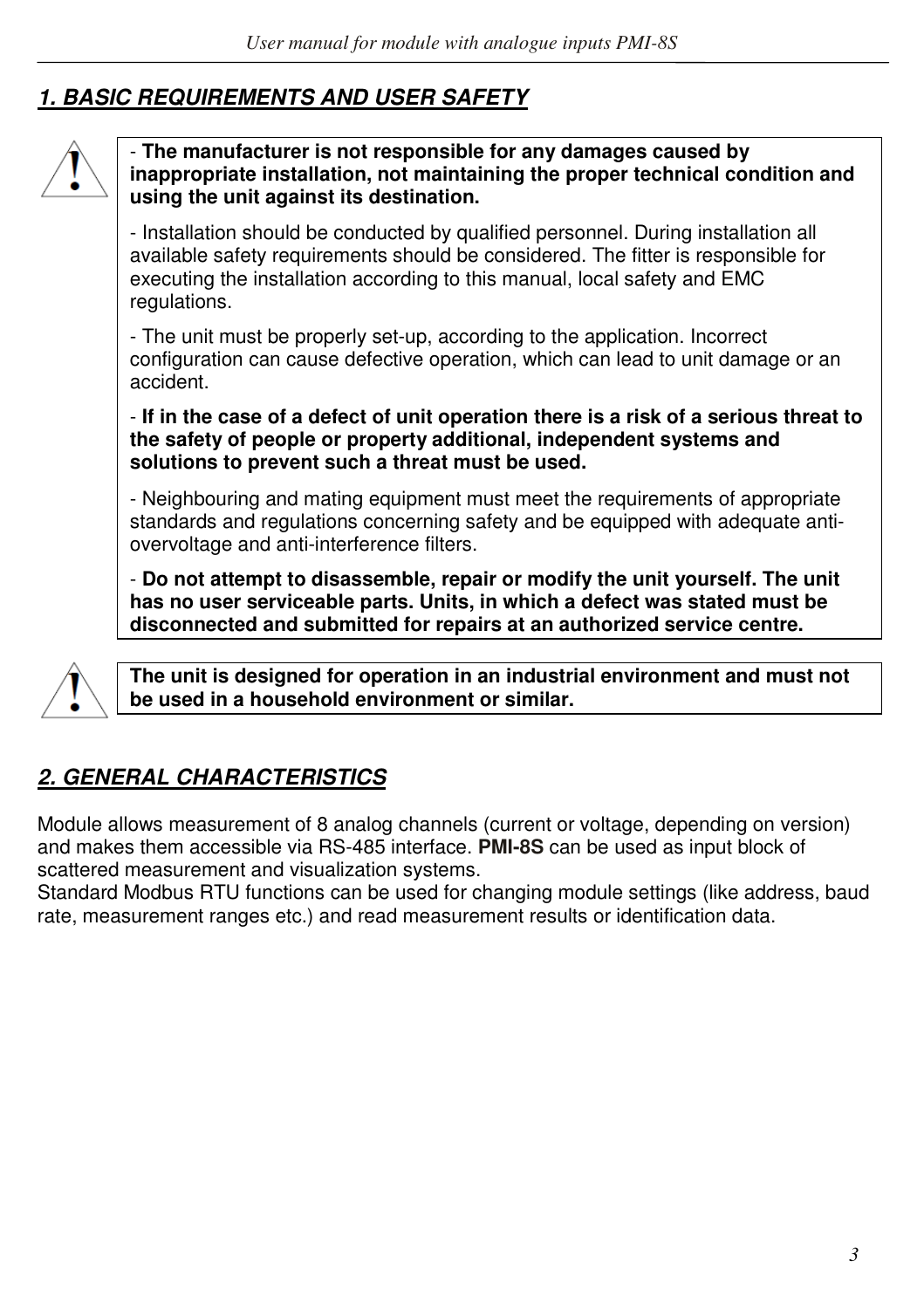## 1. BASIC REQUIREMENTS AND USER SAFETY

- **The manufacturer is not responsible for any damages caused by inappropriate installation, not maintaining the proper technical condition and using the unit against its destination.**

- Installation should be conducted by qualified personnel. During installation all available safety requirements should be considered. The fitter is responsible for executing the installation according to this manual, local safety and EMC regulations.

- The unit must be properly set-up, according to the application. Incorrect configuration can cause defective operation, which can lead to unit damage or an accident.

- **If in the case of a defect of unit operation there is a risk of a serious threat to the safety of people or property additional, independent systems and solutions to prevent such a threat must be used.**

- Neighbouring and mating equipment must meet the requirements of appropriate standards and regulations concerning safety and be equipped with adequate anti-overvoltage and anti-interference filters.

- **Do not attempt to disassemble, repair or modify the unit yourself. The unit has no user serviceable parts. Units, in which a defect was stated must be disconnected and submitted for repairs at an authorized service centre.**

**The unit is designed for operation in an industrial environment and must not be used in a household environment or similar.**

## 2. GENERAL CHARACTERISTICS

Module allows measurement of 8 analog channels (current or voltage, depending on version) and makes them accessible via RS-485 interface. **PMI-8S** can be used as input block of scattered measurement and visualization systems.
Standard Modbus RTU functions can be used for changing module settings (like address, baud rate, measurement ranges etc.) and read measurement results or identification data.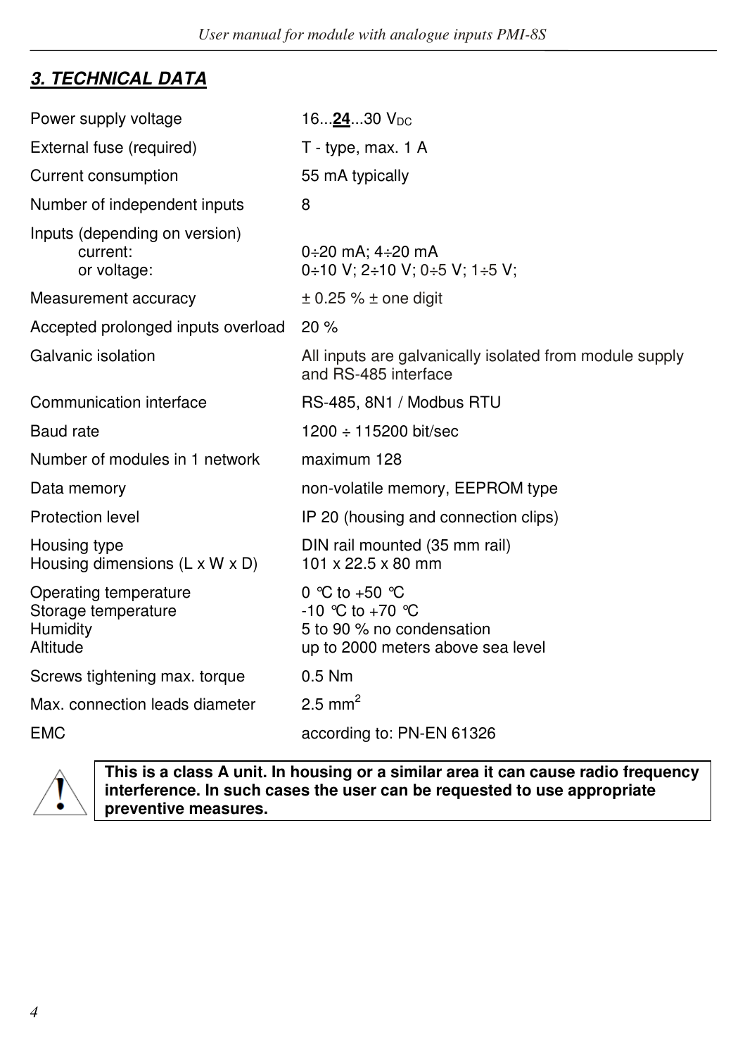## 3. TECHNICAL DATA

| | |
|---|---|
| Power supply voltage | 16...**24**...30 $V_{DC}$ |
| External fuse (required) | T - type, max. 1 A |
| Current consumption | 55 mA typically |
| Number of independent inputs | 8 |
| Inputs (depending on version) current: or voltage: | 0÷20 mA; 4÷20 mA<br>0÷10 V; 2÷10 V; 0÷5 V; 1÷5 V; |
| Measurement accuracy | ± 0.25 % ± one digit |
| Accepted prolonged inputs overload | 20 % |
| Galvanic isolation | All inputs are galvanically isolated from module supply and RS-485 interface |
| Communication interface | RS-485, 8N1 / Modbus RTU |
| Baud rate | 1200 ÷ 115200 bit/sec |
| Number of modules in 1 network | maximum 128 |
| Data memory | non-volatile memory, EEPROM type |
| Protection level | IP 20 (housing and connection clips) |
| Housing type | DIN rail mounted (35 mm rail) |
| Housing dimensions (L x W x D) | 101 x 22.5 x 80 mm |
| Operating temperature | 0 °C to +50 °C |
| Storage temperature | -10 °C to +70 °C |
| Humidity | 5 to 90 % no condensation |
| Altitude | up to 2000 meters above sea level |
| Screws tightening max. torque | 0.5 Nm |
| Max. connection leads diameter | 2.5 $mm^2$ |
| EMC | according to: PN-EN 61326 |

**This is a class A unit. In housing or a similar area it can cause radio frequency interference. In such cases the user can be requested to use appropriate preventive measures.**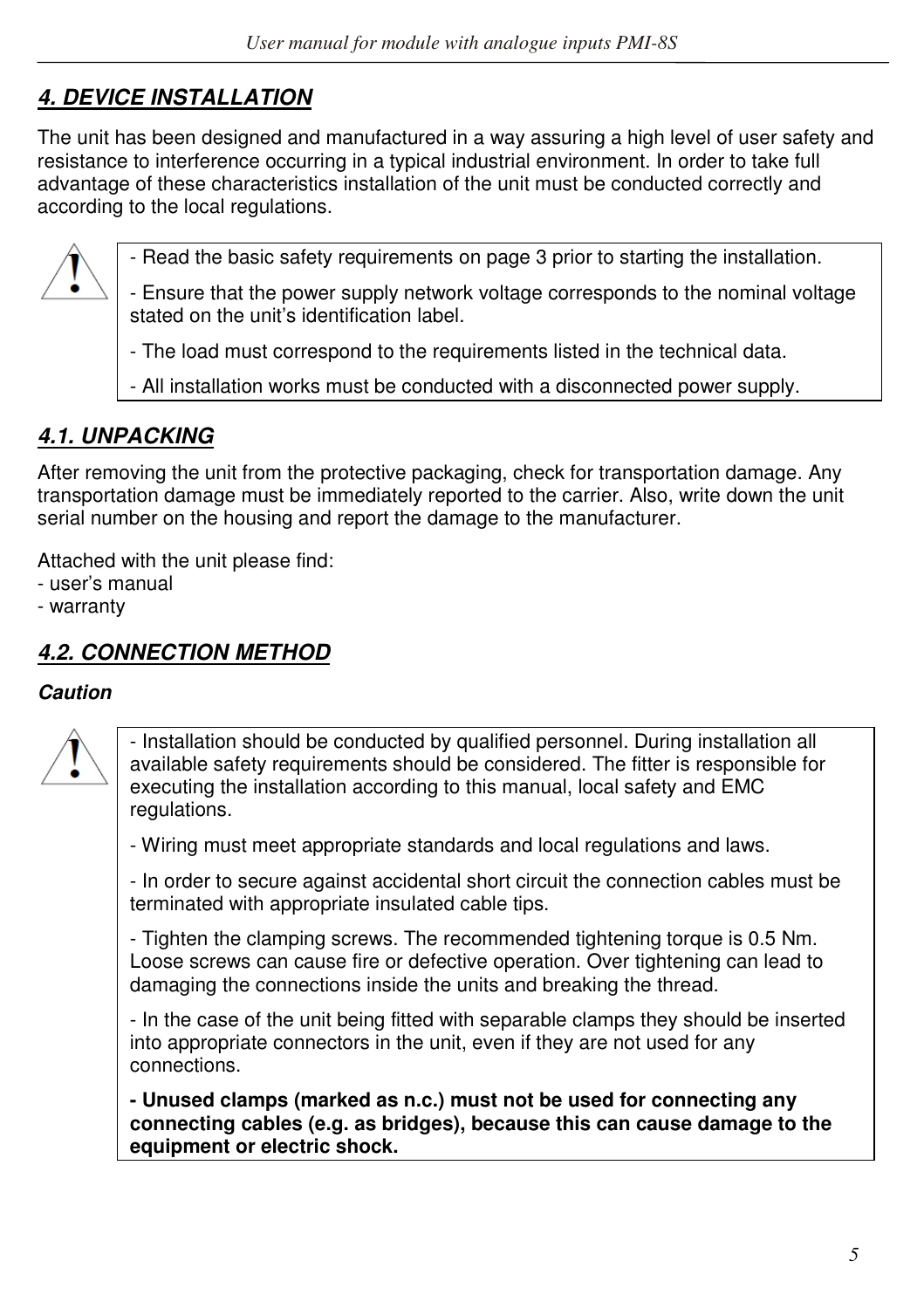## *4. DEVICE INSTALLATION*

The unit has been designed and manufactured in a way assuring a high level of user safety and resistance to interference occurring in a typical industrial environment. In order to take full advantage of these characteristics installation of the unit must be conducted correctly and according to the local regulations.

> - Read the basic safety requirements on page 3 prior to starting the installation.
>
> - Ensure that the power supply network voltage corresponds to the nominal voltage stated on the unit's identification label.
>
> - The load must correspond to the requirements listed in the technical data.
>
> - All installation works must be conducted with a disconnected power supply.

### *4.1. UNPACKING*

After removing the unit from the protective packaging, check for transportation damage. Any transportation damage must be immediately reported to the carrier. Also, write down the unit serial number on the housing and report the damage to the manufacturer.

Attached with the unit please find:
- user's manual
- warranty

### *4.2. CONNECTION METHOD*

***Caution***

> - Installation should be conducted by qualified personnel. During installation all available safety requirements should be considered. The fitter is responsible for executing the installation according to this manual, local safety and EMC regulations.
>
> - Wiring must meet appropriate standards and local regulations and laws.
>
> - In order to secure against accidental short circuit the connection cables must be terminated with appropriate insulated cable tips.
>
> - Tighten the clamping screws. The recommended tightening torque is 0.5 Nm. Loose screws can cause fire or defective operation. Over tightening can lead to damaging the connections inside the units and breaking the thread.
>
> - In the case of the unit being fitted with separable clamps they should be inserted into appropriate connectors in the unit, even if they are not used for any connections.
>
> **- Unused clamps (marked as n.c.) must not be used for connecting any connecting cables (e.g. as bridges), because this can cause damage to the equipment or electric shock.**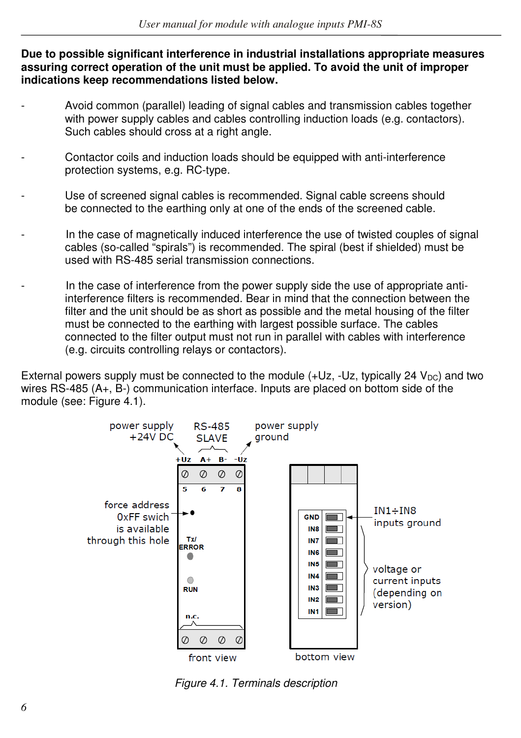**Due to possible significant interference in industrial installations appropriate measures assuring correct operation of the unit must be applied. To avoid the unit of improper indications keep recommendations listed below.**

- Avoid common (parallel) leading of signal cables and transmission cables together with power supply cables and cables controlling induction loads (e.g. contactors). Such cables should cross at a right angle.

- Contactor coils and induction loads should be equipped with anti-interference protection systems, e.g. RC-type.

- Use of screened signal cables is recommended. Signal cable screens should be connected to the earthing only at one of the ends of the screened cable.

- In the case of magnetically induced interference the use of twisted couples of signal cables (so-called "spirals") is recommended. The spiral (best if shielded) must be used with RS-485 serial transmission connections.

- In the case of interference from the power supply side the use of appropriate anti-interference filters is recommended. Bear in mind that the connection between the filter and the unit should be as short as possible and the metal housing of the filter must be connected to the earthing with largest possible surface. The cables connected to the filter output must not run in parallel with cables with interference (e.g. circuits controlling relays or contactors).

External powers supply must be connected to the module (+Uz, -Uz, typically 24 $V_{DC}$) and two wires RS-485 (A+, B-) communication interface. Inputs are placed on bottom side of the module (see: Figure 4.1).

power supply +24V DC | RS-485 SLAVE | power supply ground

+Uz A+ B- -Uz

5 6 7 8

force address 0xFF swich is available through this hole

Tx/ ERROR

RUN

n.c.

front view

GND, IN8, IN7, IN6, IN5, IN4, IN3, IN2, IN1

IN1÷IN8 inputs ground

voltage or current inputs (depending on version)

bottom view

*Figure 4.1. Terminals description*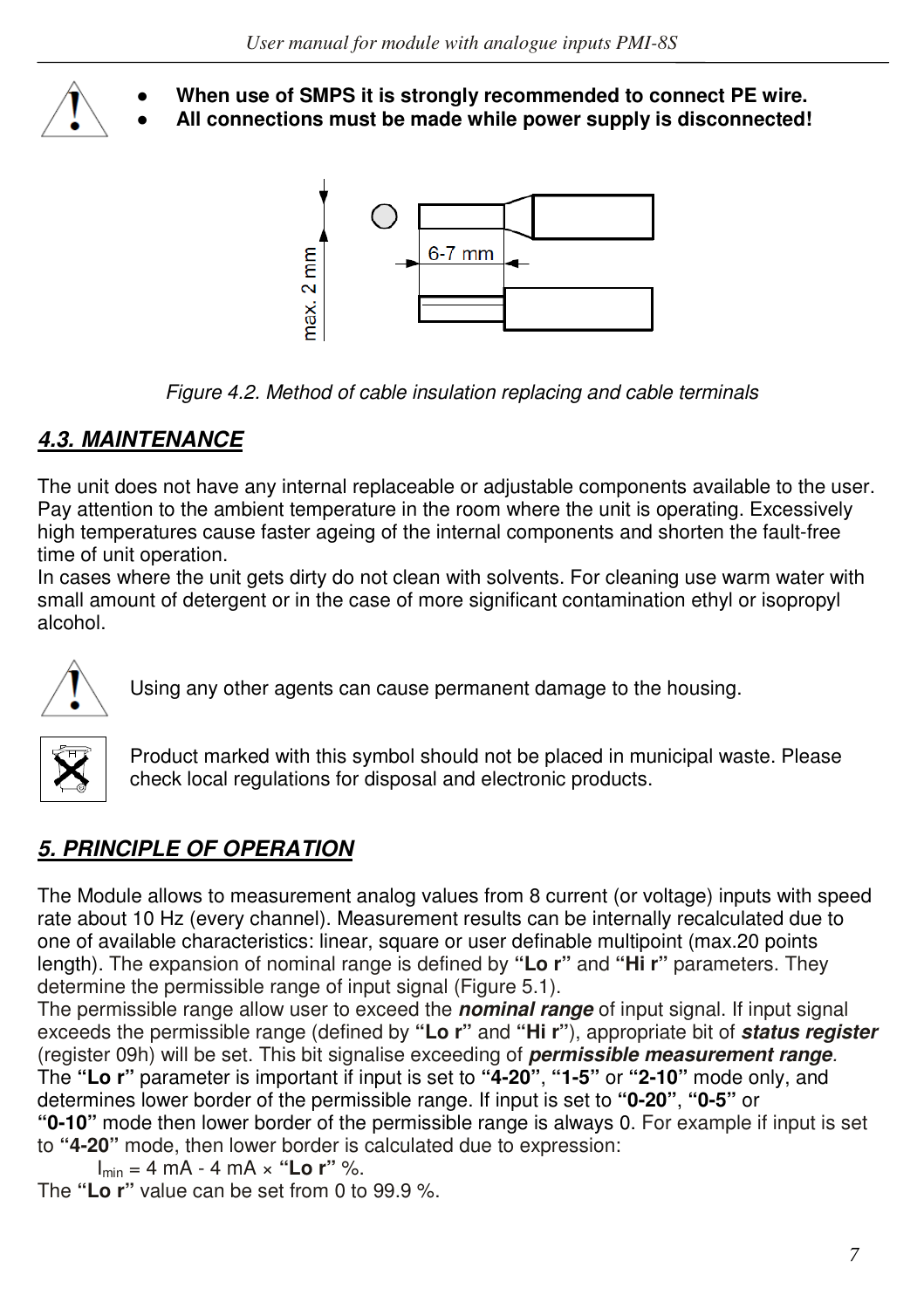- **When use of SMPS it is strongly recommended to connect PE wire.**
- **All connections must be made while power supply is disconnected!**

max. 2 mm

6-7 mm

*Figure 4.2. Method of cable insulation replacing and cable terminals*

## *4.3. MAINTENANCE*

The unit does not have any internal replaceable or adjustable components available to the user. Pay attention to the ambient temperature in the room where the unit is operating. Excessively high temperatures cause faster ageing of the internal components and shorten the fault-free time of unit operation.
In cases where the unit gets dirty do not clean with solvents. For cleaning use warm water with small amount of detergent or in the case of more significant contamination ethyl or isopropyl alcohol.

Using any other agents can cause permanent damage to the housing.

Product marked with this symbol should not be placed in municipal waste. Please check local regulations for disposal and electronic products.

# *5. PRINCIPLE OF OPERATION*

The Module allows to measurement analog values from 8 current (or voltage) inputs with speed rate about 10 Hz (every channel). Measurement results can be internally recalculated due to one of available characteristics: linear, square or user definable multipoint (max.20 points length). The expansion of nominal range is defined by **"Lo r"** and **"Hi r"** parameters. They determine the permissible range of input signal (Figure 5.1).
The permissible range allow user to exceed the ***nominal range*** of input signal. If input signal exceeds the permissible range (defined by **"Lo r"** and **"Hi r"**), appropriate bit of ***status register*** (register 09h) will be set. This bit signalise exceeding of ***permissible measurement range***.
The **"Lo r"** parameter is important if input is set to **"4-20"**, **"1-5"** or **"2-10"** mode only, and determines lower border of the permissible range. If input is set to **"0-20"**, **"0-5"** or **"0-10"** mode then lower border of the permissible range is always 0. For example if input is set to **"4-20"** mode, then lower border is calculated due to expression:

$I_{min}$ = 4 mA - 4 mA × **"Lo r"** %.

The **"Lo r"** value can be set from 0 to 99.9 %.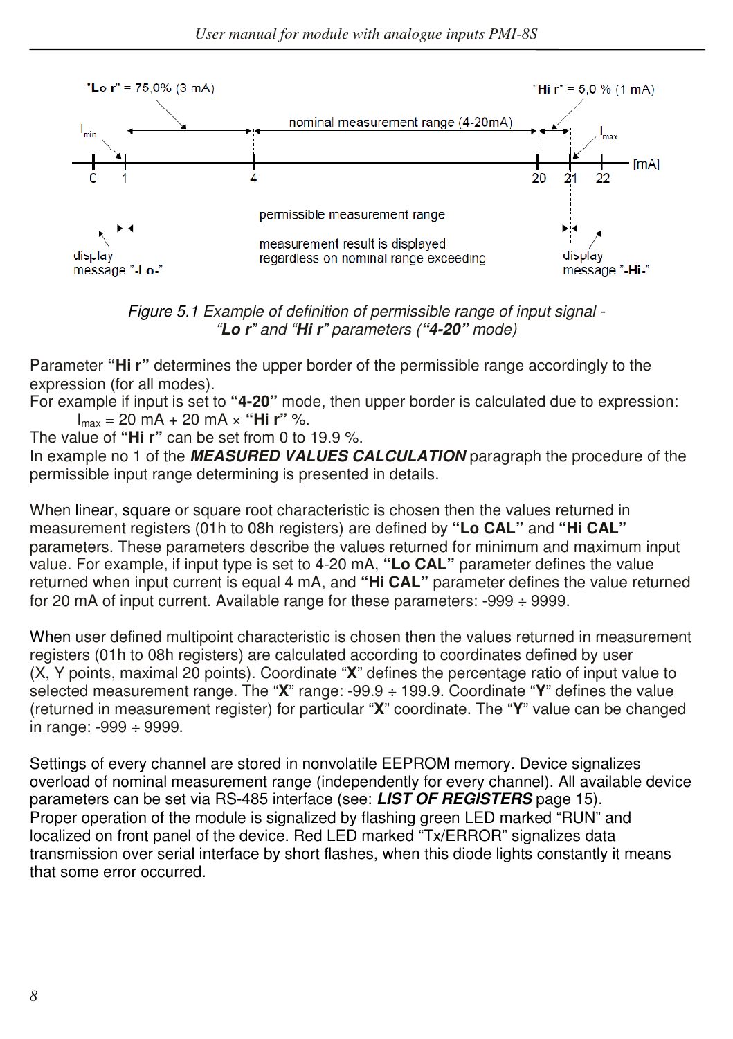"Lo r" = 75,0% (3 mA)

"Hi r" = 5,0 % (1 mA)

nominal measurement range (4-20mA)

$I_{min}$

$I_{max}$

0 1 4 20 21 22 [mA]

permissible measurement range

measurement result is displayed regardless on nominal range exceeding

display message "**-Lo-**"

display message "**-Hi-**"

*Figure 5.1 Example of definition of permissible range of input signal - "**Lo r**" and "**Hi r**" parameters ("**4-20**" mode)*

Parameter **"Hi r"** determines the upper border of the permissible range accordingly to the expression (for all modes).
For example if input is set to **"4-20"** mode, then upper border is calculated due to expression:

$I_{max}$ = 20 mA + 20 mA × **"Hi r"** %.

The value of **"Hi r"** can be set from 0 to 19.9 %.
In example no 1 of the ***MEASURED VALUES CALCULATION*** paragraph the procedure of the permissible input range determining is presented in details.

When linear, square or square root characteristic is chosen then the values returned in measurement registers (01h to 08h registers) are defined by **"Lo CAL"** and **"Hi CAL"** parameters. These parameters describe the values returned for minimum and maximum input value. For example, if input type is set to 4-20 mA, **"Lo CAL"** parameter defines the value returned when input current is equal 4 mA, and **"Hi CAL"** parameter defines the value returned for 20 mA of input current. Available range for these parameters: -999 ÷ 9999.

When user defined multipoint characteristic is chosen then the values returned in measurement registers (01h to 08h registers) are calculated according to coordinates defined by user (X, Y points, maximal 20 points). Coordinate "**X**" defines the percentage ratio of input value to selected measurement range. The "**X**" range: -99.9 ÷ 199.9. Coordinate "**Y**" defines the value (returned in measurement register) for particular "**X**" coordinate. The "**Y**" value can be changed in range: -999 ÷ 9999.

Settings of every channel are stored in nonvolatile EEPROM memory. Device signalizes overload of nominal measurement range (independently for every channel). All available device parameters can be set via RS-485 interface (see: ***LIST OF REGISTERS*** page 15).
Proper operation of the module is signalized by flashing green LED marked "RUN" and localized on front panel of the device. Red LED marked "Tx/ERROR" signalizes data transmission over serial interface by short flashes, when this diode lights constantly it means that some error occurred.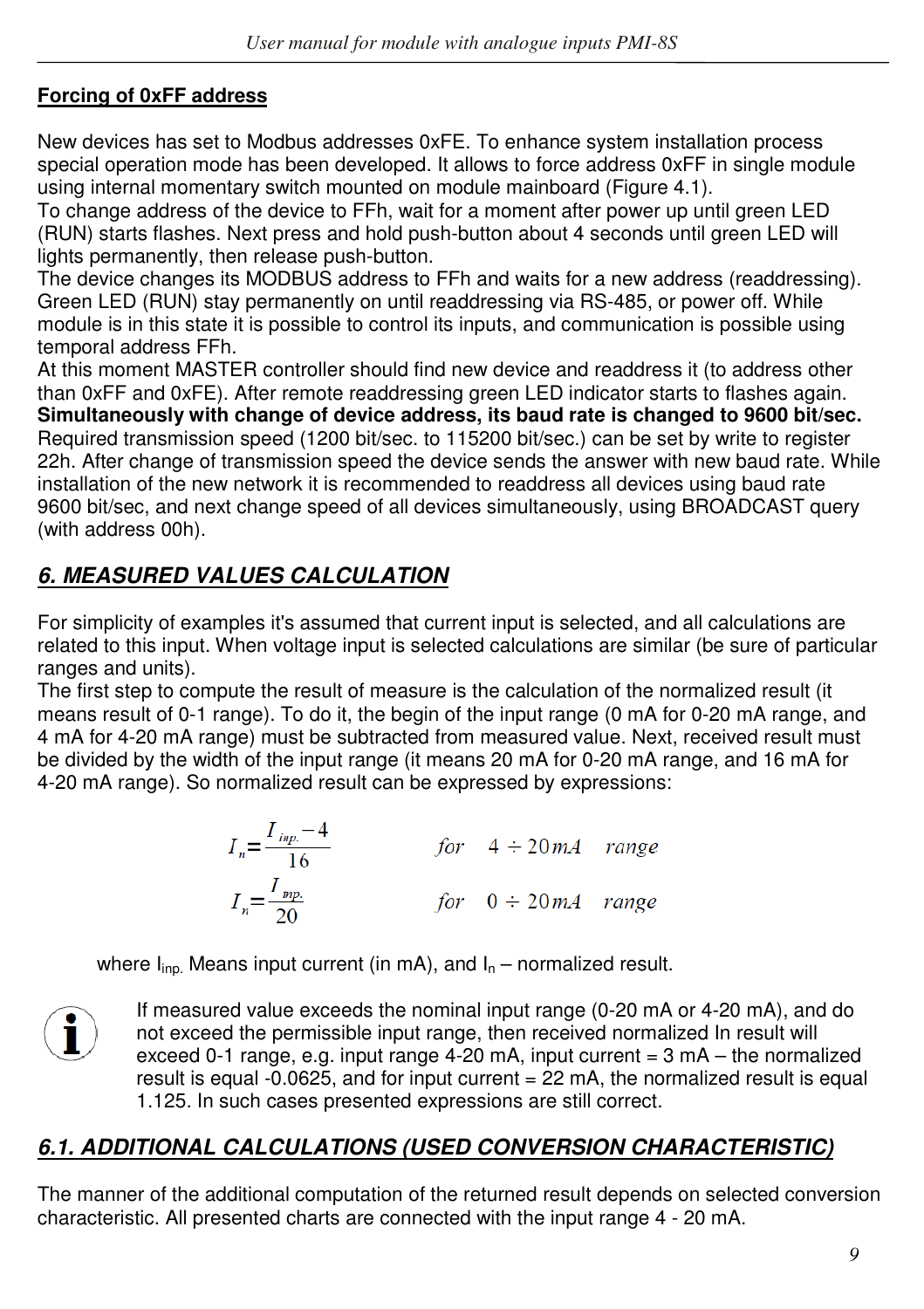**Forcing of 0xFF address**

New devices has set to Modbus addresses 0xFE. To enhance system installation process special operation mode has been developed. It allows to force address 0xFF in single module using internal momentary switch mounted on module mainboard (Figure 4.1).
To change address of the device to FFh, wait for a moment after power up until green LED (RUN) starts flashes. Next press and hold push-button about 4 seconds until green LED will lights permanently, then release push-button.
The device changes its MODBUS address to FFh and waits for a new address (readdressing). Green LED (RUN) stay permanently on until readdressing via RS-485, or power off. While module is in this state it is possible to control its inputs, and communication is possible using temporal address FFh.
At this moment MASTER controller should find new device and readdress it (to address other than 0xFF and 0xFE). After remote readdressing green LED indicator starts to flashes again.
**Simultaneously with change of device address, its baud rate is changed to 9600 bit/sec.** Required transmission speed (1200 bit/sec. to 115200 bit/sec.) can be set by write to register 22h. After change of transmission speed the device sends the answer with new baud rate. While installation of the new network it is recommended to readdress all devices using baud rate 9600 bit/sec, and next change speed of all devices simultaneously, using BROADCAST query (with address 00h).

## *6. MEASURED VALUES CALCULATION*

For simplicity of examples it's assumed that current input is selected, and all calculations are related to this input. When voltage input is selected calculations are similar (be sure of particular ranges and units).
The first step to compute the result of measure is the calculation of the normalized result (it means result of 0-1 range). To do it, the begin of the input range (0 mA for 0-20 mA range, and 4 mA for 4-20 mA range) must be subtracted from measured value. Next, received result must be divided by the width of the input range (it means 20 mA for 0-20 mA range, and 16 mA for 4-20 mA range). So normalized result can be expressed by expressions:

$$I_n = \frac{I_{inp.} - 4}{16} \qquad for \quad 4 \div 20\,mA \quad range$$

$$I_n = \frac{I_{inp.}}{20} \qquad for \quad 0 \div 20\,mA \quad range$$

where $I_{inp.}$ Means input current (in mA), and $I_n$ – normalized result.

If measured value exceeds the nominal input range (0-20 mA or 4-20 mA), and do not exceed the permissible input range, then received normalized In result will exceed 0-1 range, e.g. input range 4-20 mA, input current = 3 mA – the normalized result is equal -0.0625, and for input current = 22 mA, the normalized result is equal 1.125. In such cases presented expressions are still correct.

## *6.1. ADDITIONAL CALCULATIONS (USED CONVERSION CHARACTERISTIC)*

The manner of the additional computation of the returned result depends on selected conversion characteristic. All presented charts are connected with the input range 4 - 20 mA.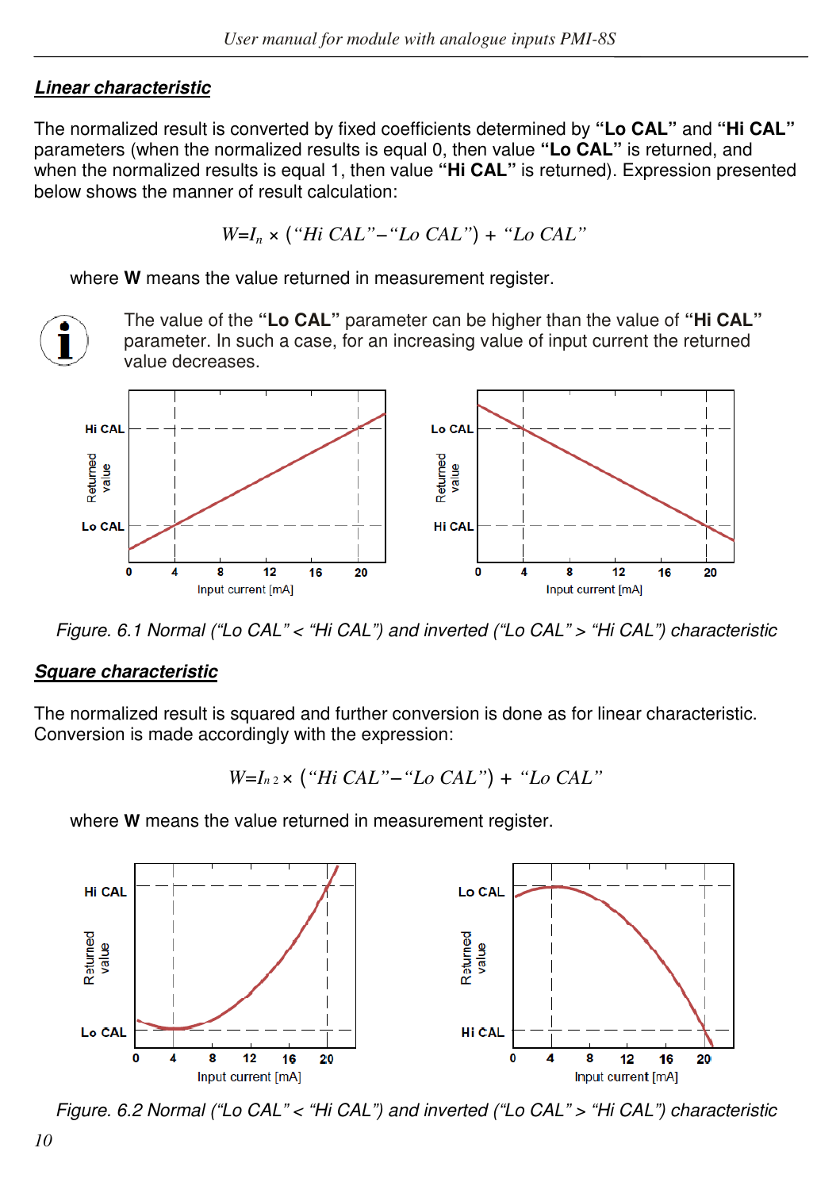## *Linear characteristic*

The normalized result is converted by fixed coefficients determined by **"Lo CAL"** and **"Hi CAL"** parameters (when the normalized results is equal 0, then value **"Lo CAL"** is returned, and when the normalized results is equal 1, then value **"Hi CAL"** is returned). Expression presented below shows the manner of result calculation:

$$W = I_n \times (\text{"Hi CAL"} - \text{"Lo CAL"}) + \text{"Lo CAL"}$$

where **W** means the value returned in measurement register.

The value of the **"Lo CAL"** parameter can be higher than the value of **"Hi CAL"** parameter. In such a case, for an increasing value of input current the returned value decreases.

*Figure. 6.1 Normal ("Lo CAL" < "Hi CAL") and inverted ("Lo CAL" > "Hi CAL") characteristic*

## *Square characteristic*

The normalized result is squared and further conversion is done as for linear characteristic. Conversion is made accordingly with the expression:

$$W = I_n^2 \times (\text{"Hi CAL"} - \text{"Lo CAL"}) + \text{"Lo CAL"}$$

where **W** means the value returned in measurement register.

*Figure. 6.2 Normal ("Lo CAL" < "Hi CAL") and inverted ("Lo CAL" > "Hi CAL") characteristic*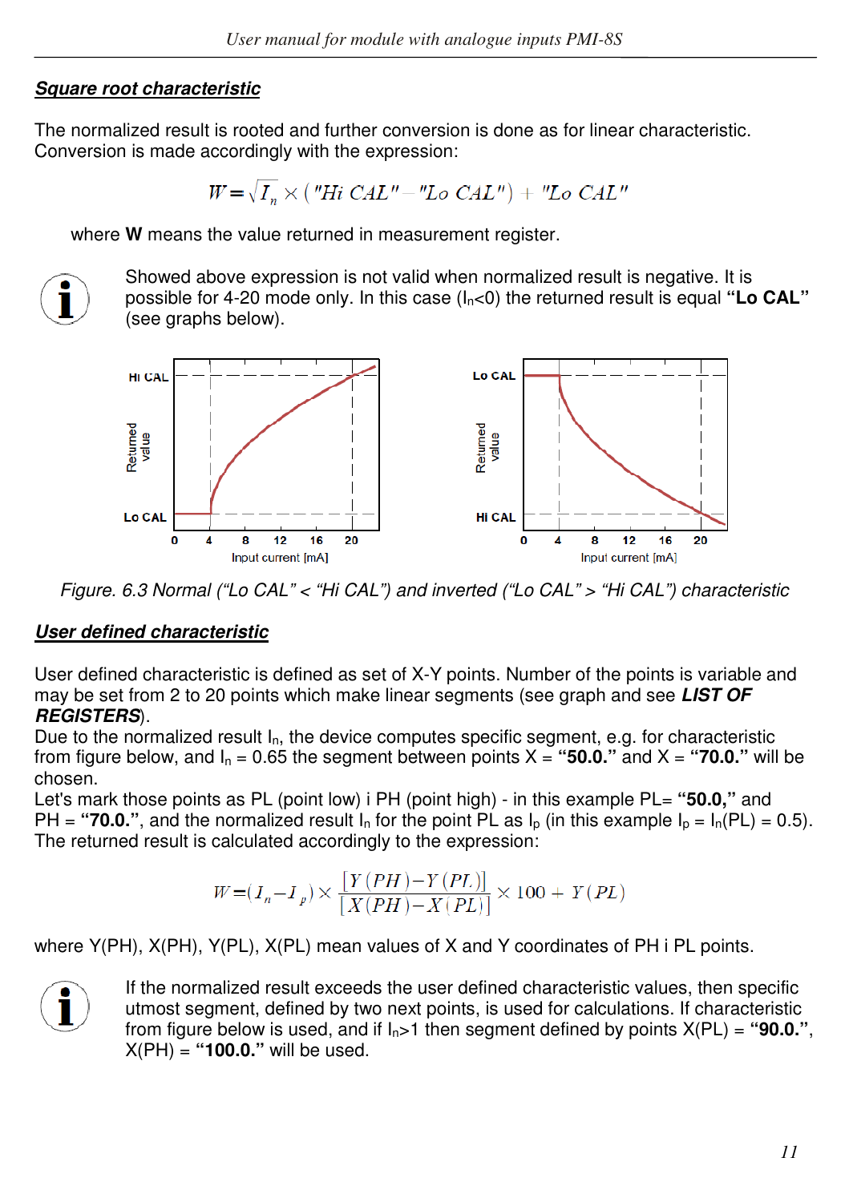## Square root characteristic

The normalized result is rooted and further conversion is done as for linear characteristic. Conversion is made accordingly with the expression:

$$W = \sqrt{I_n} \times (\text{"Hi CAL"} - \text{"Lo CAL"}) + \text{"Lo CAL"}$$

where **W** means the value returned in measurement register.

Showed above expression is not valid when normalized result is negative. It is possible for 4-20 mode only. In this case ($I_n$<0) the returned result is equal **"Lo CAL"** (see graphs below).

*Figure. 6.3 Normal ("Lo CAL" < "Hi CAL") and inverted ("Lo CAL" > "Hi CAL") characteristic*

## User defined characteristic

User defined characteristic is defined as set of X-Y points. Number of the points is variable and may be set from 2 to 20 points which make linear segments (see graph and see ***LIST OF REGISTERS***).
Due to the normalized result $I_n$, the device computes specific segment, e.g. for characteristic from figure below, and $I_n$ = 0.65 the segment between points X = **"50.0."** and X = **"70.0."** will be chosen.
Let's mark those points as PL (point low) i PH (point high) - in this example PL= **"50.0,"** and PH = **"70.0."**, and the normalized result $I_n$ for the point PL as $I_p$ (in this example $I_p$ = $I_n$(PL) = 0.5).
The returned result is calculated accordingly to the expression:

$$W = (I_n - I_p) \times \frac{[Y(PH) - Y(PL)]}{[X(PH) - X(PL)]} \times 100 + Y(PL)$$

where Y(PH), X(PH), Y(PL), X(PL) mean values of X and Y coordinates of PH i PL points.

If the normalized result exceeds the user defined characteristic values, then specific utmost segment, defined by two next points, is used for calculations. If characteristic from figure below is used, and if $I_n$>1 then segment defined by points X(PL) = **"90.0."**, X(PH) = **"100.0."** will be used.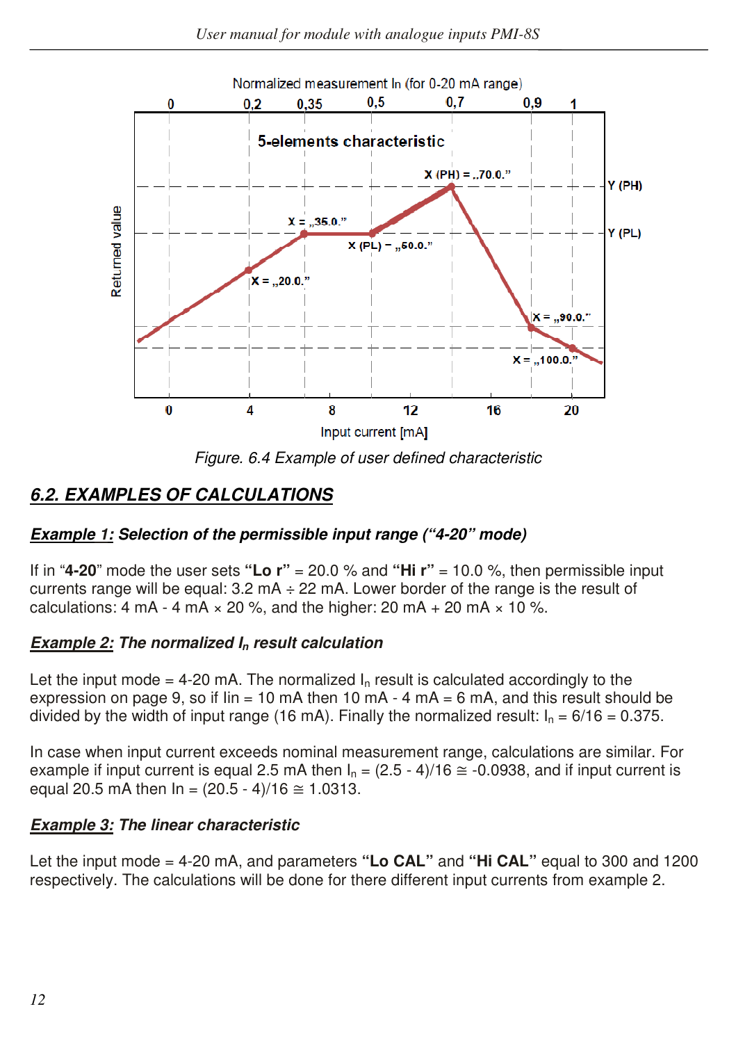Figure. 6.4 Example of user defined characteristic

## 6.2. EXAMPLES OF CALCULATIONS

### *Example 1: Selection of the permissible input range ("4-20" mode)*

If in "**4-20**" mode the user sets **"Lo r"** = 20.0 % and **"Hi r"** = 10.0 %, then permissible input currents range will be equal: 3.2 mA ÷ 22 mA. Lower border of the range is the result of calculations: 4 mA - 4 mA × 20 %, and the higher: 20 mA + 20 mA × 10 %.

### *Example 2: The normalized $I_n$ result calculation*

Let the input mode = 4-20 mA. The normalized $I_n$ result is calculated accordingly to the expression on page 9, so if Iin = 10 mA then 10 mA - 4 mA = 6 mA, and this result should be divided by the width of input range (16 mA). Finally the normalized result: $I_n = 6/16 = 0.375$.

In case when input current exceeds nominal measurement range, calculations are similar. For example if input current is equal 2.5 mA then $I_n = (2.5 - 4)/16 \cong -0.0938$, and if input current is equal 20.5 mA then $In = (20.5 - 4)/16 \cong 1.0313$.

### *Example 3: The linear characteristic*

Let the input mode = 4-20 mA, and parameters **"Lo CAL"** and **"Hi CAL"** equal to 300 and 1200 respectively. The calculations will be done for there different input currents from example 2.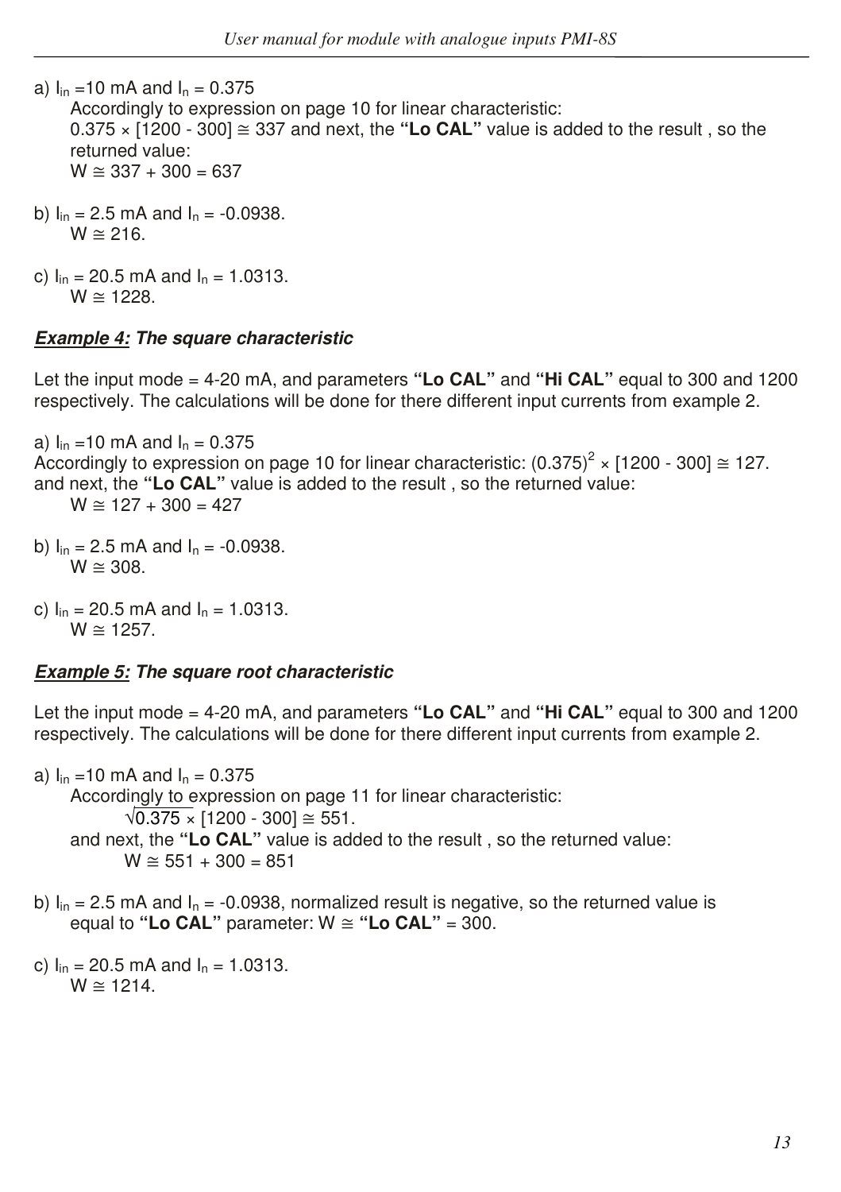a) $I_{in}$ =10 mA and $I_n$ = 0.375

Accordingly to expression on page 10 for linear characteristic:
$0.375 \times [1200 - 300] \cong 337$ and next, the **"Lo CAL"** value is added to the result , so the returned value:
$W \cong 337 + 300 = 637$

b) $I_{in}$ = 2.5 mA and $I_n$ = -0.0938.
$W \cong 216$.

c) $I_{in}$ = 20.5 mA and $I_n$ = 1.0313.
$W \cong 1228$.

***Example 4:* The square characteristic**

Let the input mode = 4-20 mA, and parameters **"Lo CAL"** and **"Hi CAL"** equal to 300 and 1200 respectively. The calculations will be done for there different input currents from example 2.

a) $I_{in}$ =10 mA and $I_n$ = 0.375
Accordingly to expression on page 10 for linear characteristic: $(0.375)^2 \times [1200 - 300] \cong 127$.
and next, the **"Lo CAL"** value is added to the result , so the returned value:
$W \cong 127 + 300 = 427$

b) $I_{in}$ = 2.5 mA and $I_n$ = -0.0938.
$W \cong 308$.

c) $I_{in}$ = 20.5 mA and $I_n$ = 1.0313.
$W \cong 1257$.

***Example 5:* The square root characteristic**

Let the input mode = 4-20 mA, and parameters **"Lo CAL"** and **"Hi CAL"** equal to 300 and 1200 respectively. The calculations will be done for there different input currents from example 2.

a) $I_{in}$ =10 mA and $I_n$ = 0.375

Accordingly to expression on page 11 for linear characteristic:

$\sqrt{0.375} \times [1200 - 300] \cong 551$.

and next, the **"Lo CAL"** value is added to the result , so the returned value:

$W \cong 551 + 300 = 851$

b) $I_{in}$ = 2.5 mA and $I_n$ = -0.0938, normalized result is negative, so the returned value is equal to **"Lo CAL"** parameter: $W \cong$ **"Lo CAL"** = 300.

c) $I_{in}$ = 20.5 mA and $I_n$ = 1.0313.
$W \cong 1214$.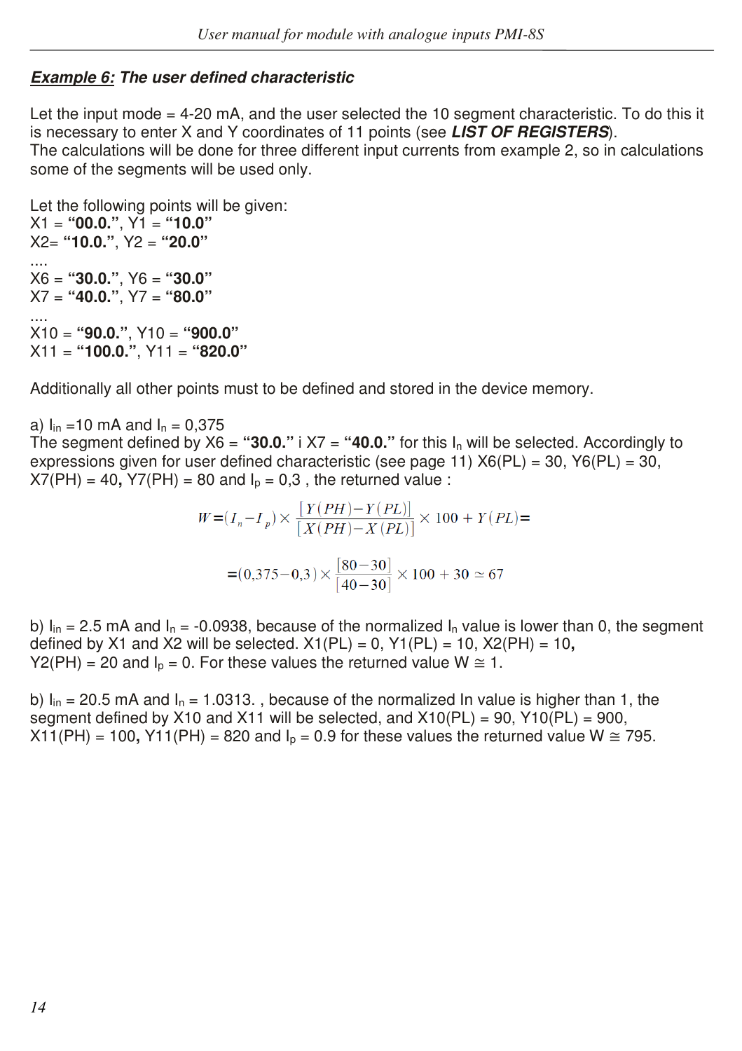***Example 6:* The user defined characteristic**

Let the input mode = 4-20 mA, and the user selected the 10 segment characteristic. To do this it is necessary to enter X and Y coordinates of 11 points (see ***LIST OF REGISTERS***).
The calculations will be done for three different input currents from example 2, so in calculations some of the segments will be used only.

Let the following points will be given:
X1 = **"00.0."**, Y1 = **"10.0"**
X2= **"10.0."**, Y2 = **"20.0"**
....
X6 = **"30.0."**, Y6 = **"30.0"**
X7 = **"40.0."**, Y7 = **"80.0"**
....
X10 = **"90.0."**, Y10 = **"900.0"**
X11 = **"100.0."**, Y11 = **"820.0"**

Additionally all other points must to be defined and stored in the device memory.

a) $I_{in}$ =10 mA and $I_n$ = 0,375
The segment defined by X6 = **"30.0."** i X7 = **"40.0."** for this $I_n$ will be selected. Accordingly to expressions given for user defined characteristic (see page 11) X6(PL) = 30, Y6(PL) = 30, X7(PH) = 40**,** Y7(PH) = 80 and $I_p$ = 0,3 , the returned value :

$$W = (I_n - I_p) \times \frac{[Y(PH) - Y(PL)]}{[X(PH) - X(PL)]} \times 100 + Y(PL) =$$

$$= (0{,}375 - 0{,}3) \times \frac{[80 - 30]}{[40 - 30]} \times 100 + 30 \simeq 67$$

b) $I_{in}$ = 2.5 mA and $I_n$ = -0.0938, because of the normalized $I_n$ value is lower than 0, the segment defined by X1 and X2 will be selected. X1(PL) = 0, Y1(PL) = 10, X2(PH) = 10**,** Y2(PH) = 20 and $I_p$ = 0. For these values the returned value W ≅ 1.

b) $I_{in}$ = 20.5 mA and $I_n$ = 1.0313. , because of the normalized In value is higher than 1, the segment defined by X10 and X11 will be selected, and X10(PL) = 90, Y10(PL) = 900, X11(PH) = 100**,** Y11(PH) = 820 and $I_p$ = 0.9 for these values the returned value W ≅ 795.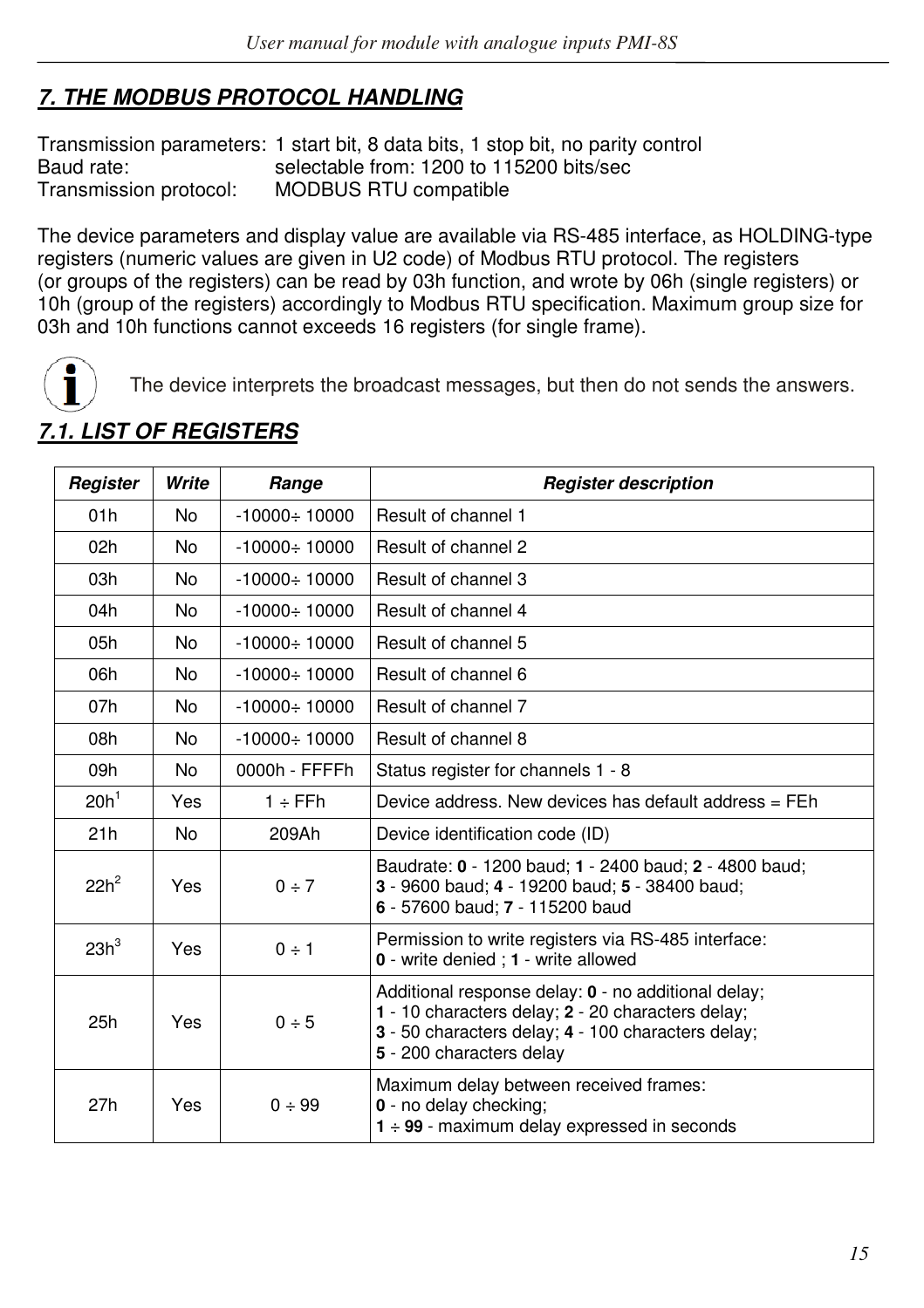## 7. THE MODBUS PROTOCOL HANDLING

Transmission parameters: 1 start bit, 8 data bits, 1 stop bit, no parity control
Baud rate: selectable from: 1200 to 115200 bits/sec
Transmission protocol: MODBUS RTU compatible

The device parameters and display value are available via RS-485 interface, as HOLDING-type registers (numeric values are given in U2 code) of Modbus RTU protocol. The registers (or groups of the registers) can be read by 03h function, and wrote by 06h (single registers) or 10h (group of the registers) accordingly to Modbus RTU specification. Maximum group size for 03h and 10h functions cannot exceeds 16 registers (for single frame).

The device interprets the broadcast messages, but then do not sends the answers.

### 7.1. LIST OF REGISTERS

| Register | Write | Range | Register description |
|---|---|---|---|
| 01h | No | -10000÷ 10000 | Result of channel 1 |
| 02h | No | -10000÷ 10000 | Result of channel 2 |
| 03h | No | -10000÷ 10000 | Result of channel 3 |
| 04h | No | -10000÷ 10000 | Result of channel 4 |
| 05h | No | -10000÷ 10000 | Result of channel 5 |
| 06h | No | -10000÷ 10000 | Result of channel 6 |
| 07h | No | -10000÷ 10000 | Result of channel 7 |
| 08h | No | -10000÷ 10000 | Result of channel 8 |
| 09h | No | 0000h - FFFFh | Status register for channels 1 - 8 |
| 20h[1] | Yes | 1 ÷ FFh | Device address. New devices has default address = FEh |
| 21h | No | 209Ah | Device identification code (ID) |
| 22h[2] | Yes | 0 ÷ 7 | Baudrate: **0** - 1200 baud; **1** - 2400 baud; **2** - 4800 baud; **3** - 9600 baud; **4** - 19200 baud; **5** - 38400 baud; **6** - 57600 baud; **7** - 115200 baud |
| 23h[3] | Yes | 0 ÷ 1 | Permission to write registers via RS-485 interface: **0** - write denied ; **1** - write allowed |
| 25h | Yes | 0 ÷ 5 | Additional response delay: **0** - no additional delay; **1** - 10 characters delay; **2** - 20 characters delay; **3** - 50 characters delay; **4** - 100 characters delay; **5** - 200 characters delay |
| 27h | Yes | 0 ÷ 99 | Maximum delay between received frames: **0** - no delay checking; **1 ÷ 99** - maximum delay expressed in seconds |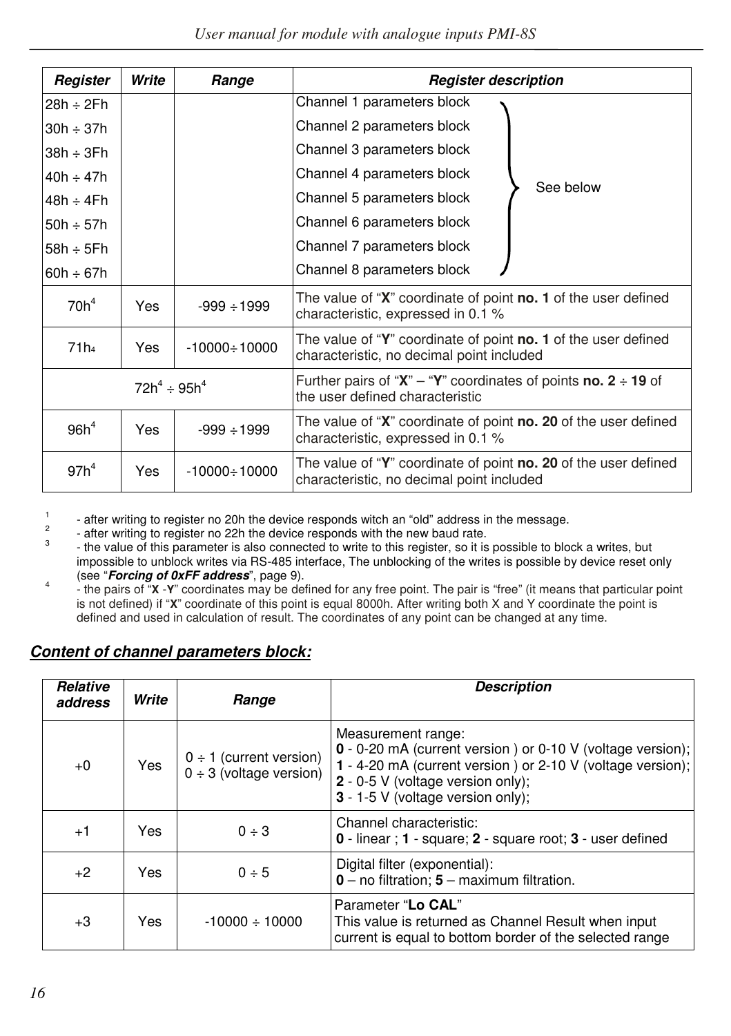| Register | Write | Range | Register description |
|---|---|---|---|
| 28h ÷ 2Fh | | | Channel 1 parameters block (see below) |
| 30h ÷ 37h | | | Channel 2 parameters block (see below) |
| 38h ÷ 3Fh | | | Channel 3 parameters block (see below) |
| 40h ÷ 47h | | | Channel 4 parameters block (see below) |
| 48h ÷ 4Fh | | | Channel 5 parameters block (see below) |
| 50h ÷ 57h | | | Channel 6 parameters block (see below) |
| 58h ÷ 5Fh | | | Channel 7 parameters block (see below) |
| 60h ÷ 67h | | | Channel 8 parameters block (see below) |
| 70h[4] | Yes | -999 ÷1999 | The value of "**X**" coordinate of point **no. 1** of the user defined characteristic, expressed in 0.1 % |
| 71h[4] | Yes | -10000÷10000 | The value of "**Y**" coordinate of point **no. 1** of the user defined characteristic, no decimal point included |
| 72h[4] ÷ 95h[4] | | | Further pairs of "**X**" – "**Y**" coordinates of points **no. 2** ÷ **19** of the user defined characteristic |
| 96h[4] | Yes | -999 ÷1999 | The value of "**X**" coordinate of point **no. 20** of the user defined characteristic, expressed in 0.1 % |
| 97h[4] | Yes | -10000÷10000 | The value of "**Y**" coordinate of point **no. 20** of the user defined characteristic, no decimal point included |

[1] - after writing to register no 20h the device responds witch an "old" address in the message.

[2] - after writing to register no 22h the device responds with the new baud rate.

[3] - the value of this parameter is also connected to write to this register, so it is possible to block a writes, but impossible to unblock writes via RS-485 interface, The unblocking of the writes is possible by device reset only (see "***Forcing of 0xFF address***", page 9).

[4] - the pairs of "**X** -**Y**" coordinates may be defined for any free point. The pair is "free" (it means that particular point is not defined) if "**X**" coordinate of this point is equal 8000h. After writing both X and Y coordinate the point is defined and used in calculation of result. The coordinates of any point can be changed at any time.

## ***Content of channel parameters block:***

| Relative address | Write | Range | Description |
|---|---|---|---|
| +0 | Yes | 0 ÷ 1 (current version)<br>0 ÷ 3 (voltage version) | Measurement range:<br>**0** - 0-20 mA (current version ) or 0-10 V (voltage version);<br>**1** - 4-20 mA (current version ) or 2-10 V (voltage version);<br>**2** - 0-5 V (voltage version only);<br>**3** - 1-5 V (voltage version only); |
| +1 | Yes | 0 ÷ 3 | Channel characteristic:<br>**0** - linear ; **1** - square; **2** - square root; **3** - user defined |
| +2 | Yes | 0 ÷ 5 | Digital filter (exponential):<br>**0** – no filtration; **5** – maximum filtration. |
| +3 | Yes | -10000 ÷ 10000 | Parameter "**Lo CAL**"<br>This value is returned as Channel Result when input current is equal to bottom border of the selected range |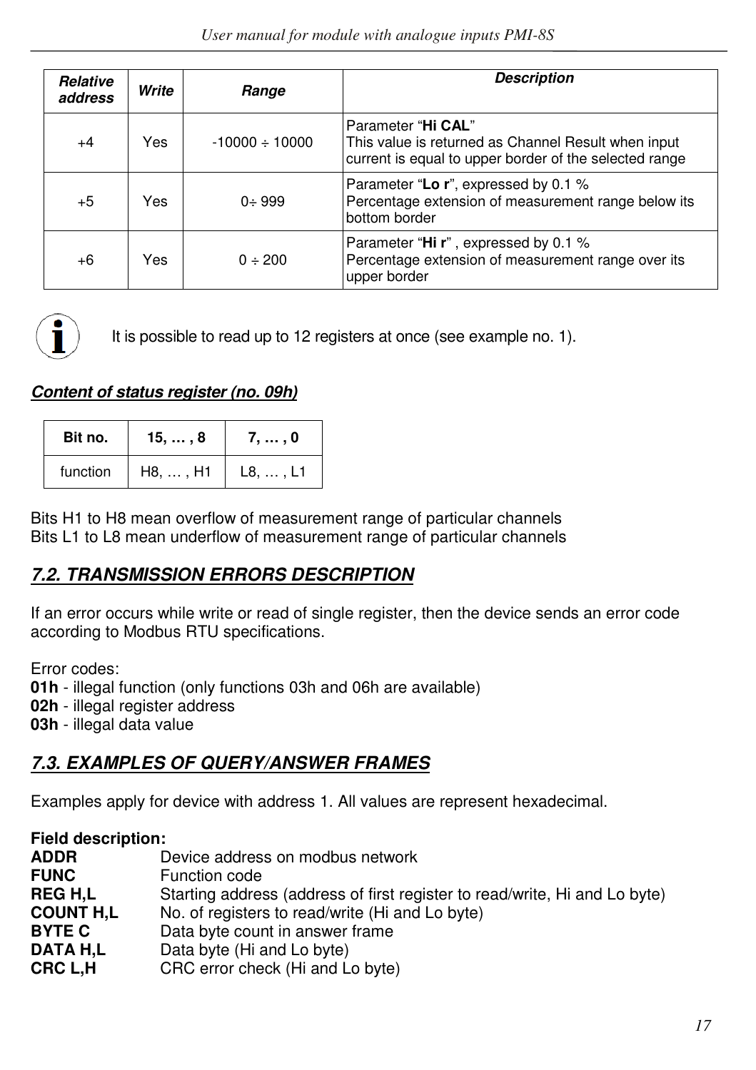| Relative address | Write | Range | Description |
|---|---|---|---|
| +4 | Yes | -10000 ÷ 10000 | Parameter "**Hi CAL**"<br>This value is returned as Channel Result when input current is equal to upper border of the selected range |
| +5 | Yes | 0÷ 999 | Parameter "**Lo r**", expressed by 0.1 %<br>Percentage extension of measurement range below its bottom border |
| +6 | Yes | 0 ÷ 200 | Parameter "**Hi r**" , expressed by 0.1 %<br>Percentage extension of measurement range over its upper border |

It is possible to read up to 12 registers at once (see example no. 1).

***Content of status register (no. 09h)***

| Bit no. | 15, … , 8 | 7, … , 0 |
|---|---|---|
| function | H8, … , H1 | L8, … , L1 |

Bits H1 to H8 mean overflow of measurement range of particular channels
Bits L1 to L8 mean underflow of measurement range of particular channels

## *7.2. TRANSMISSION ERRORS DESCRIPTION*

If an error occurs while write or read of single register, then the device sends an error code according to Modbus RTU specifications.

Error codes:
**01h** - illegal function (only functions 03h and 06h are available)
**02h** - illegal register address
**03h** - illegal data value

## *7.3. EXAMPLES OF QUERY/ANSWER FRAMES*

Examples apply for device with address 1. All values are represent hexadecimal.

**Field description:**
**ADDR** Device address on modbus network
**FUNC** Function code
**REG H,L** Starting address (address of first register to read/write, Hi and Lo byte)
**COUNT H,L** No. of registers to read/write (Hi and Lo byte)
**BYTE C** Data byte count in answer frame
**DATA H,L** Data byte (Hi and Lo byte)
**CRC L,H** CRC error check (Hi and Lo byte)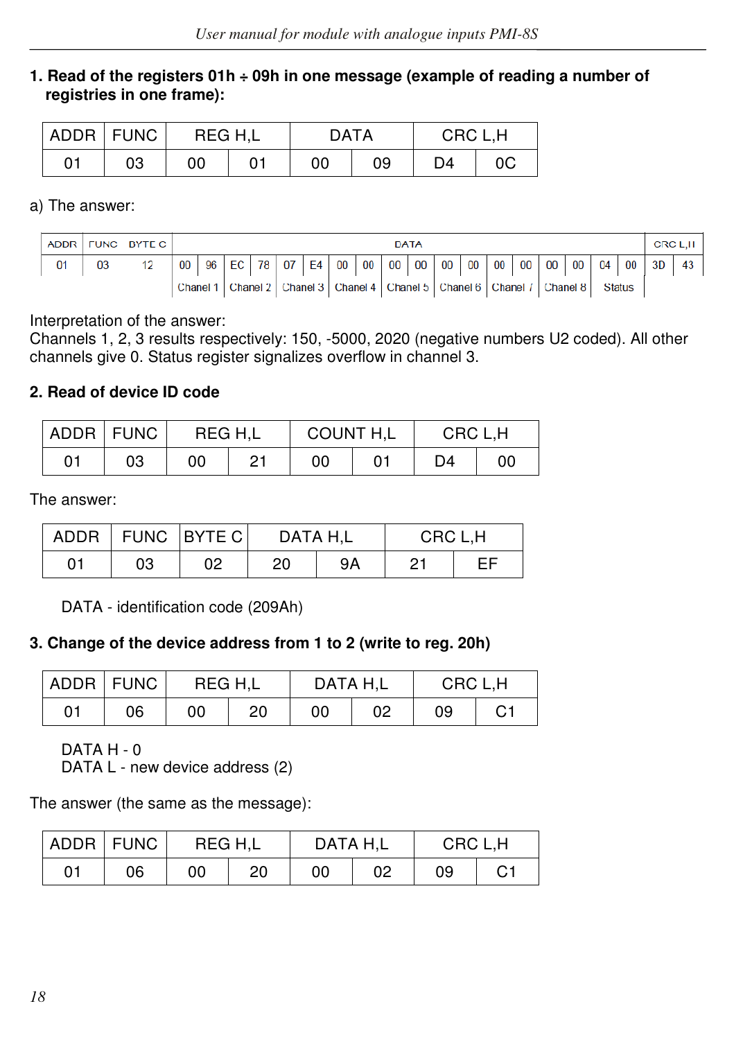**1. Read of the registers 01h ÷ 09h in one message (example of reading a number of registries in one frame):**

| ADDR | FUNC | REG H,L | | DATA | | CRC L,H | |
|---|---|---|---|---|---|---|---|
| 01 | 03 | 00 | 01 | 00 | 09 | D4 | 0C |

a) The answer:

| ADDR | FUNC | BYTE C | DATA | | | | | | | | | | | | | | | | | | CRC L,H | |
|---|---|---|---|---|---|---|---|---|---|---|---|---|---|---|---|---|---|---|---|---|---|---|
| 01 | 03 | 12 | 00 | 96 | EC | 78 | 07 | E4 | 00 | 00 | 00 | 00 | 00 | 00 | 00 | 00 | 00 | 00 | 04 | 00 | 3D | 43 |
| | | | Chanel 1 | | Chanel 2 | | Chanel 3 | | Chanel 4 | | Chanel 5 | | Chanel 6 | | Chanel 7 | | Chanel 8 | | Status | | | |

Interpretation of the answer:
Channels 1, 2, 3 results respectively: 150, -5000, 2020 (negative numbers U2 coded). All other channels give 0. Status register signalizes overflow in channel 3.

**2. Read of device ID code**

| ADDR | FUNC | REG H,L | | COUNT H,L | | CRC L,H | |
|---|---|---|---|---|---|---|---|
| 01 | 03 | 00 | 21 | 00 | 01 | D4 | 00 |

The answer:

| ADDR | FUNC | BYTE C | DATA H,L | | CRC L,H | |
|---|---|---|---|---|---|---|
| 01 | 03 | 02 | 20 | 9A | 21 | EF |

DATA - identification code (209Ah)

**3. Change of the device address from 1 to 2 (write to reg. 20h)**

| ADDR | FUNC | REG H,L | | DATA H,L | | CRC L,H | |
|---|---|---|---|---|---|---|---|
| 01 | 06 | 00 | 20 | 00 | 02 | 09 | C1 |

DATA H - 0
DATA L - new device address (2)

The answer (the same as the message):

| ADDR | FUNC | REG H,L | | DATA H,L | | CRC L,H | |
|---|---|---|---|---|---|---|---|
| 01 | 06 | 00 | 20 | 00 | 02 | 09 | C1 |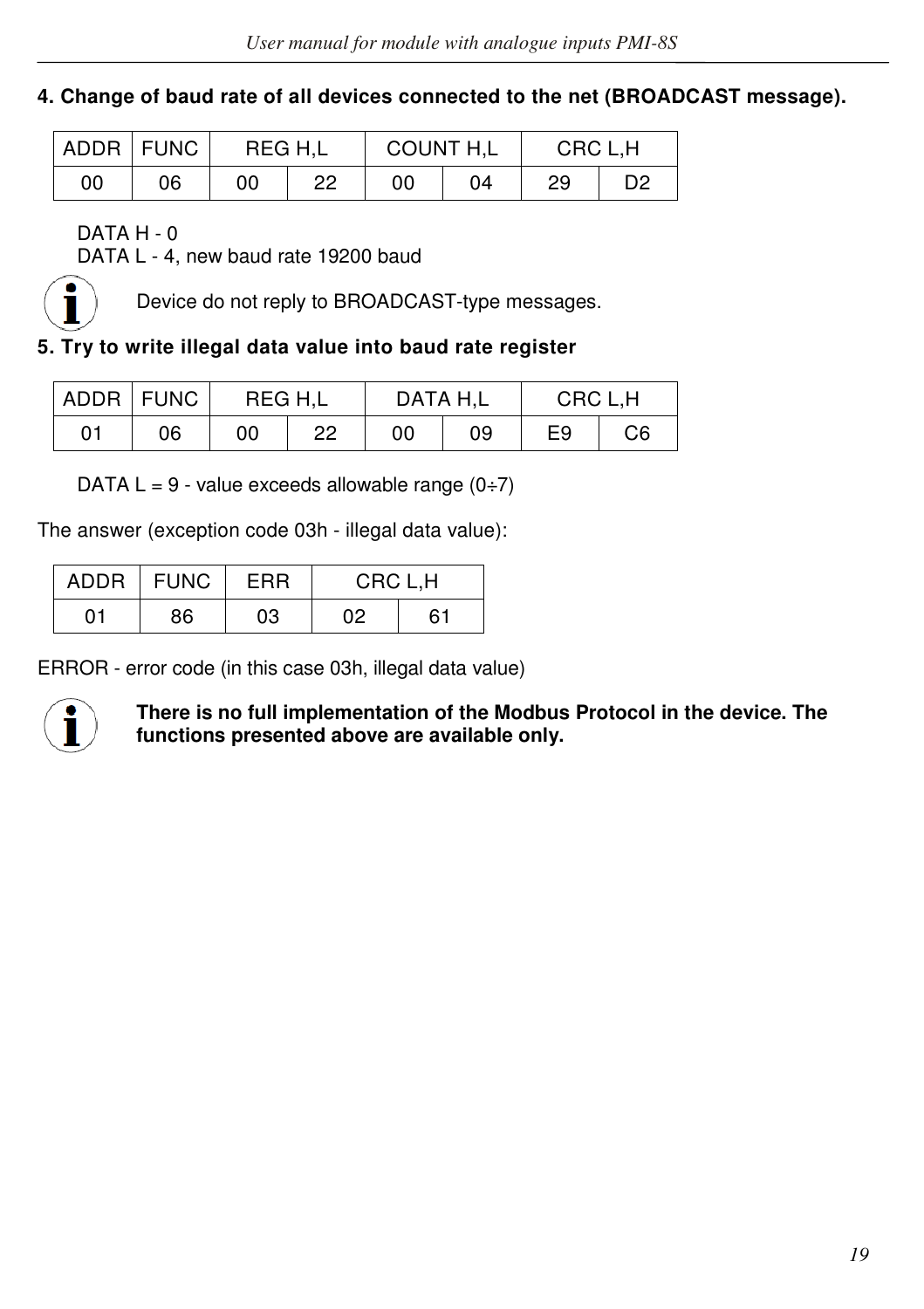**4. Change of baud rate of all devices connected to the net (BROADCAST message).**

| ADDR | FUNC | REG H,L | | COUNT H,L | | CRC L,H | |
|---|---|---|---|---|---|---|---|
| 00 | 06 | 00 | 22 | 00 | 04 | 29 | D2 |

DATA H - 0
DATA L - 4, new baud rate 19200 baud

Device do not reply to BROADCAST-type messages.

**5. Try to write illegal data value into baud rate register**

| ADDR | FUNC | REG H,L | | DATA H,L | | CRC L,H | |
|---|---|---|---|---|---|---|---|
| 01 | 06 | 00 | 22 | 00 | 09 | E9 | C6 |

DATA L = 9 - value exceeds allowable range (0÷7)

The answer (exception code 03h - illegal data value):

| ADDR | FUNC | ERR | CRC L,H | |
|---|---|---|---|---|
| 01 | 86 | 03 | 02 | 61 |

ERROR - error code (in this case 03h, illegal data value)

**There is no full implementation of the Modbus Protocol in the device. The functions presented above are available only.**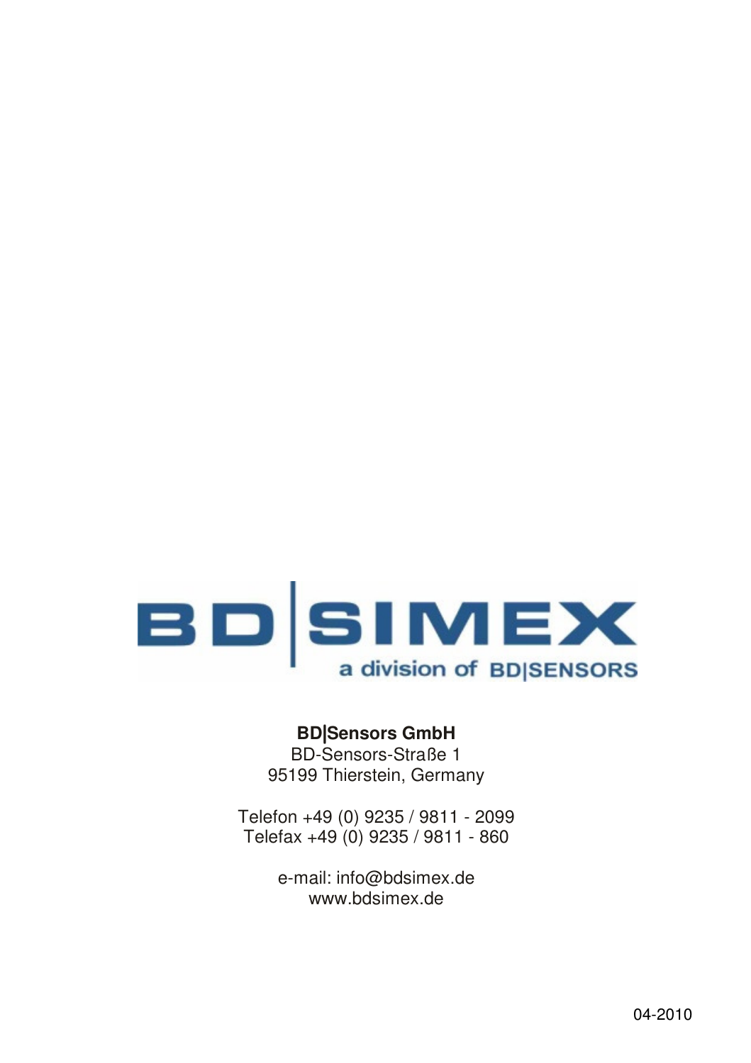BD|SIMEX

a division of BD|SENSORS

**BD|Sensors GmbH**
BD-Sensors-Straße 1
95199 Thierstein, Germany

Telefon +49 (0) 9235 / 9811 - 2099
Telefax +49 (0) 9235 / 9811 - 860

e-mail: info@bdsimex.de
www.bdsimex.de

04-2010